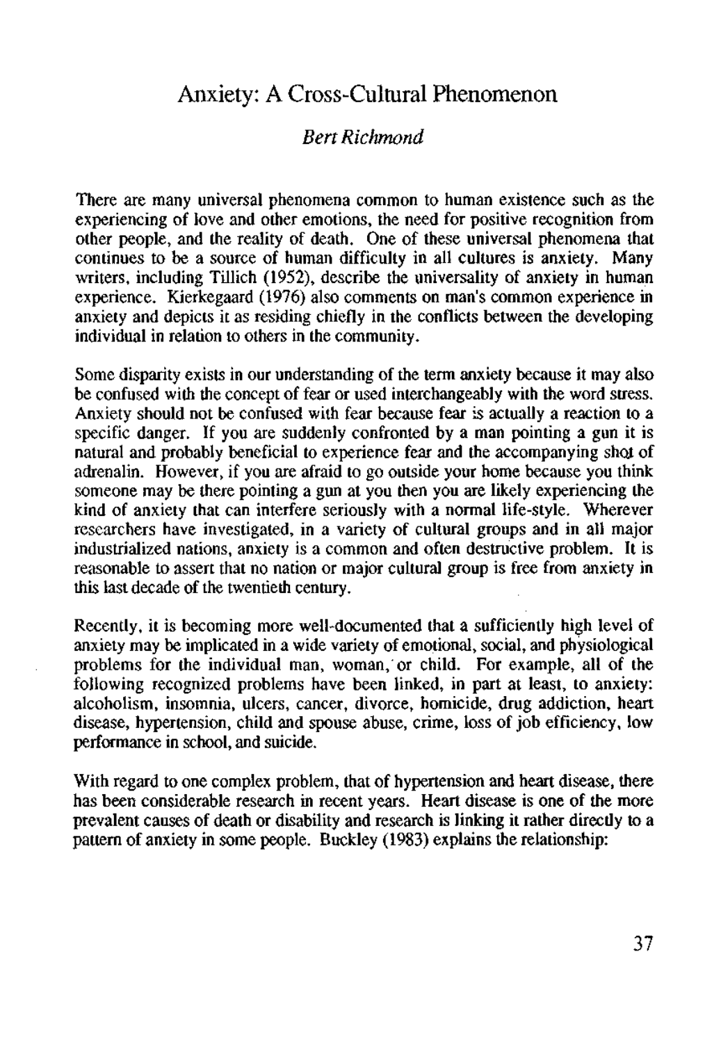# Anxiety: A Cross-Cultural Phenomenon

*Bert Richmond*

There are many universal phenomena common to human existence such as the experiencing of love and other emotions, the need for positive recognition from other people, and the reality of death. One of these universal phenomena that continues to be a source of human difficulty in all cultures is anxiety. Many writers, including Tillich (1952), describe the universality of anxiety in human experience. Kierkegaard (1976) also comments on man's common experience in anxiety and depicts it as residing chiefly in the conflicts between the developing individual in relation to others in the community.

Some disparity exists in our understanding of the term anxiety because it may also be confused with the concept of fear or used interchangeably with the word stress. Anxiety should not be confused with fear because fear is actually a reaction to a specific danger. If you are suddenly confronted by a man pointing a gun it is natural and probably beneficial to experience fear and the accompanying shot of adrenalin. However, if you are afraid to go outside your home because you think someone may be there pointing a gun at you then you are likely experiencing the kind of anxiety that can interfere seriously with a normal life-style. Wherever researchers have investigated, in a variety of cultural groups and in all major industrialized nations, anxiety is a common and often destructive problem. It is reasonable to assert that no nation or major cultural group is free from anxiety in this last decade of the twentieth century.

Recently, it is becoming more well-documented that a sufficiently high level of anxiety may be implicated in a wide variety of emotional, social, and physiological problems for the individual man, woman, or child. For example, all of the following recognized problems have been linked, in part at least, to anxiety: alcoholism, insomnia, ulcers, cancer, divorce, homicide, drug addiction, heart disease, hypertension, child and spouse abuse, crime, loss of job efficiency, low performance in school, and suicide.

With regard to one complex problem, that of hypertension and heart disease, there has been considerable research in recent years. Heart disease is one of the more prevalent causes of death or disability and research is linking it rather directly to a pattern of anxiety in some people. Buckley (1983) explains the relationship: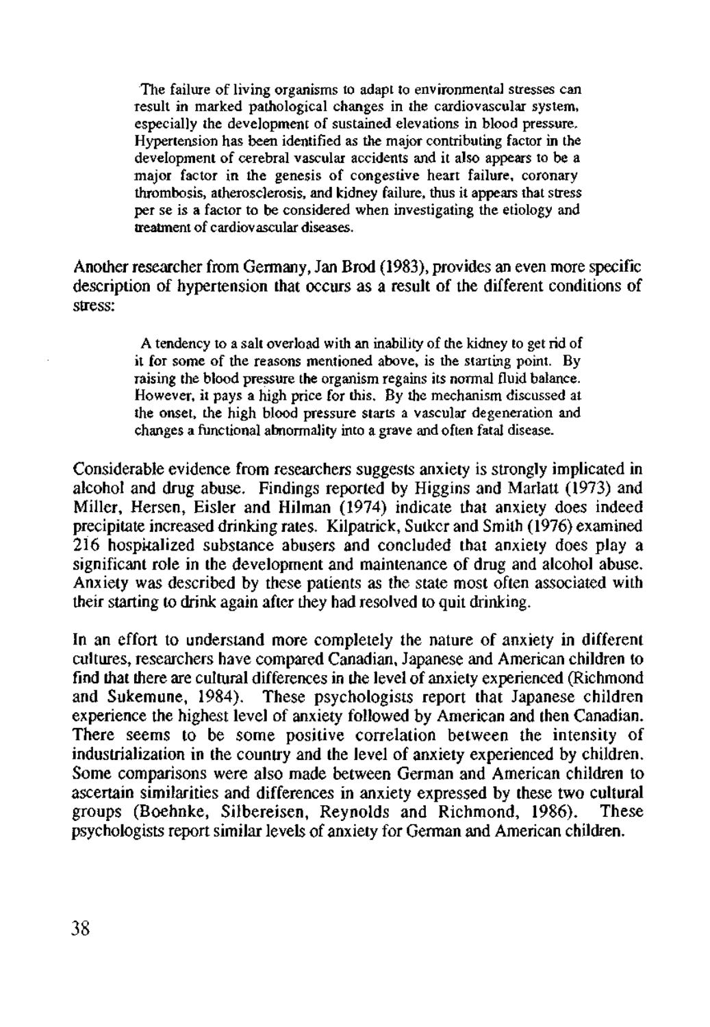> The failure of living organisms to adapt to environmental stresses can result in marked pathological changes in the cardiovascular system, especially the development of sustained elevations in blood pressure. Hypertension has been identified as the major contributing factor in the development of cerebral vascular accidents and it also appears to be a major factor in the genesis of congestive heart failure, coronary thrombosis, atherosclerosis, and kidney failure, thus it appears that stress per se is a factor to be considered when investigating the etiology and treatment of cardiovascular diseases.

Another researcher from Germany, Jan Brod (1983), provides an even more specific description of hypertension that occurs as a result of the different conditions of stress:

> A tendency to a salt overload with an inability of the kidney to get rid of it for some of the reasons mentioned above, is the starting point. By raising the blood pressure the organism regains its normal fluid balance. However, it pays a high price for this. By the mechanism discussed at the onset, the high blood pressure starts a vascular degeneration and changes a functional abnormality into a grave and often fatal disease.

Considerable evidence from researchers suggests anxiety is strongly implicated in alcohol and drug abuse. Findings reported by Higgins and Marlatt (1973) and Miller, Hersen, Eisler and Hilman (1974) indicate that anxiety does indeed precipitate increased drinking rates. Kilpatrick, Sutker and Smith (1976) examined 216 hospitalized substance abusers and concluded that anxiety does play a significant role in the development and maintenance of drug and alcohol abuse. Anxiety was described by these patients as the state most often associated with their starting to drink again after they had resolved to quit drinking.

In an effort to understand more completely the nature of anxiety in different cultures, researchers have compared Canadian, Japanese and American children to find that there are cultural differences in the level of anxiety experienced (Richmond and Sukemune, 1984). These psychologists report that Japanese children experience the highest level of anxiety followed by American and then Canadian. There seems to be some positive correlation between the intensity of industrialization in the country and the level of anxiety experienced by children. Some comparisons were also made between German and American children to ascertain similarities and differences in anxiety expressed by these two cultural groups (Boehnke, Silbereisen, Reynolds and Richmond, 1986). These psychologists report similar levels of anxiety for German and American children.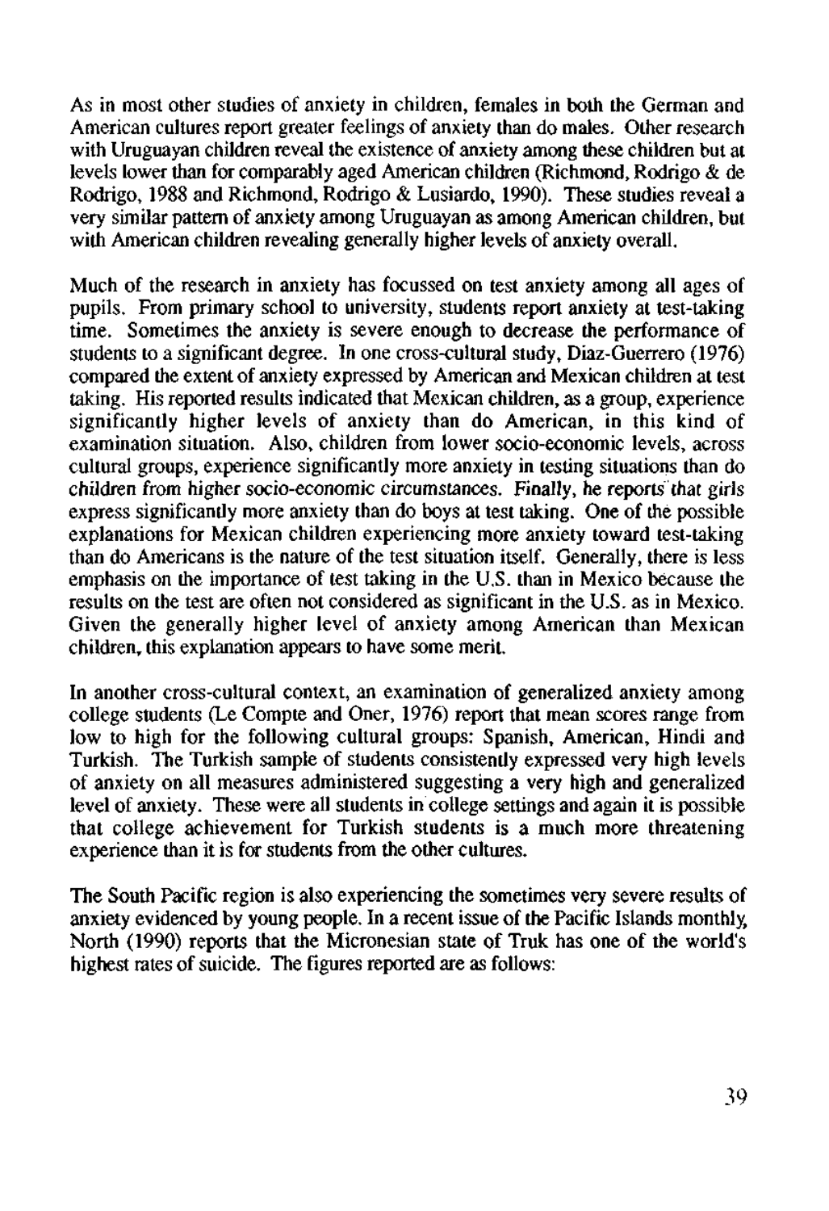As in most other studies of anxiety in children, females in both the German and American cultures report greater feelings of anxiety than do males. Other research with Uruguayan children reveal the existence of anxiety among these children but at levels lower than for comparably aged American children (Richmond, Rodrigo & de Rodrigo, 1988 and Richmond, Rodrigo & Lusiardo, 1990). These studies reveal a very similar pattern of anxiety among Uruguayan as among American children, but with American children revealing generally higher levels of anxiety overall.

Much of the research in anxiety has focussed on test anxiety among all ages of pupils. From primary school to university, students report anxiety at test-taking time. Sometimes the anxiety is severe enough to decrease the performance of students to a significant degree. In one cross-cultural study, Diaz-Guerrero (1976) compared the extent of anxiety expressed by American and Mexican children at test taking. His reported results indicated that Mexican children, as a group, experience significantly higher levels of anxiety than do American, in this kind of examination situation. Also, children from lower socio-economic levels, across cultural groups, experience significantly more anxiety in testing situations than do children from higher socio-economic circumstances. Finally, he reports that girls express significantly more anxiety than do boys at test taking. One of the possible explanations for Mexican children experiencing more anxiety toward test-taking than do Americans is the nature of the test situation itself. Generally, there is less emphasis on the importance of test taking in the U.S. than in Mexico because the results on the test are often not considered as significant in the U.S. as in Mexico. Given the generally higher level of anxiety among American than Mexican children, this explanation appears to have some merit.

In another cross-cultural context, an examination of generalized anxiety among college students (Le Compte and Oner, 1976) report that mean scores range from low to high for the following cultural groups: Spanish, American, Hindi and Turkish. The Turkish sample of students consistently expressed very high levels of anxiety on all measures administered suggesting a very high and generalized level of anxiety. These were all students in college settings and again it is possible that college achievement for Turkish students is a much more threatening experience than it is for students from the other cultures.

The South Pacific region is also experiencing the sometimes very severe results of anxiety evidenced by young people. In a recent issue of the Pacific Islands monthly, North (1990) reports that the Micronesian state of Truk has one of the world's highest rates of suicide. The figures reported are as follows: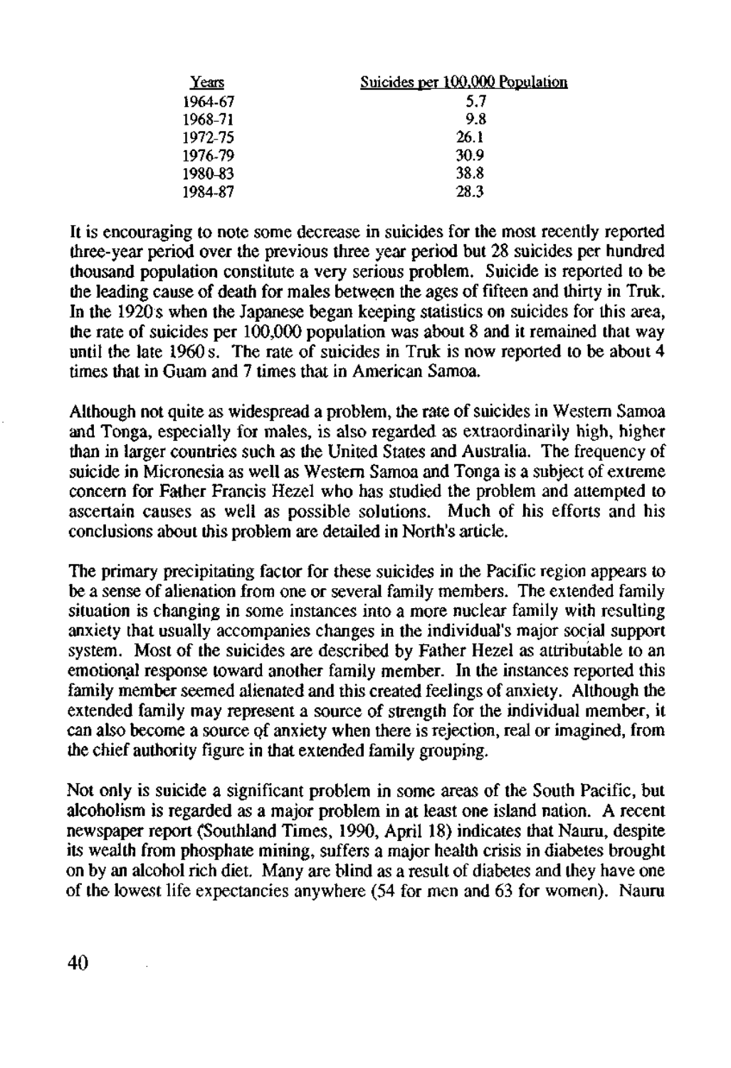| Years | Suicides per 100,000 Population |
|---|---|
| 1964-67 | 5.7 |
| 1968-71 | 9.8 |
| 1972-75 | 26.1 |
| 1976-79 | 30.9 |
| 1980-83 | 38.8 |
| 1984-87 | 28.3 |

It is encouraging to note some decrease in suicides for the most recently reported three-year period over the previous three year period but 28 suicides per hundred thousand population constitute a very serious problem. Suicide is reported to be the leading cause of death for males between the ages of fifteen and thirty in Truk. In the 1920's when the Japanese began keeping statistics on suicides for this area, the rate of suicides per 100,000 population was about 8 and it remained that way until the late 1960's. The rate of suicides in Truk is now reported to be about 4 times that in Guam and 7 times that in American Samoa.

Although not quite as widespread a problem, the rate of suicides in Western Samoa and Tonga, especially for males, is also regarded as extraordinarily high, higher than in larger countries such as the United States and Australia. The frequency of suicide in Micronesia as well as Western Samoa and Tonga is a subject of extreme concern for Father Francis Hezel who has studied the problem and attempted to ascertain causes as well as possible solutions. Much of his efforts and his conclusions about this problem are detailed in North's article.

The primary precipitating factor for these suicides in the Pacific region appears to be a sense of alienation from one or several family members. The extended family situation is changing in some instances into a more nuclear family with resulting anxiety that usually accompanies changes in the individual's major social support system. Most of the suicides are described by Father Hezel as attributable to an emotional response toward another family member. In the instances reported this family member seemed alienated and this created feelings of anxiety. Although the extended family may represent a source of strength for the individual member, it can also become a source of anxiety when there is rejection, real or imagined, from the chief authority figure in that extended family grouping.

Not only is suicide a significant problem in some areas of the South Pacific, but alcoholism is regarded as a major problem in at least one island nation. A recent newspaper report (Southland Times, 1990, April 18) indicates that Nauru, despite its wealth from phosphate mining, suffers a major health crisis in diabetes brought on by an alcohol rich diet. Many are blind as a result of diabetes and they have one of the lowest life expectancies anywhere (54 for men and 63 for women). Nauru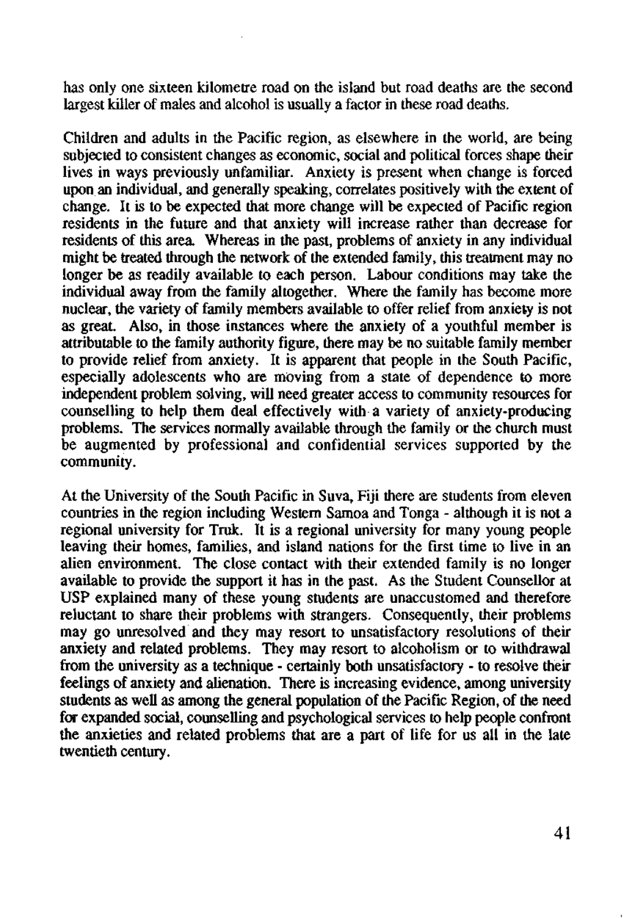has only one sixteen kilometre road on the island but road deaths are the second largest killer of males and alcohol is usually a factor in these road deaths.

Children and adults in the Pacific region, as elsewhere in the world, are being subjected to consistent changes as economic, social and political forces shape their lives in ways previously unfamiliar. Anxiety is present when change is forced upon an individual, and generally speaking, correlates positively with the extent of change. It is to be expected that more change will be expected of Pacific region residents in the future and that anxiety will increase rather than decrease for residents of this area. Whereas in the past, problems of anxiety in any individual might be treated through the network of the extended family, this treatment may no longer be as readily available to each person. Labour conditions may take the individual away from the family altogether. Where the family has become more nuclear, the variety of family members available to offer relief from anxiety is not as great. Also, in those instances where the anxiety of a youthful member is attributable to the family authority figure, there may be no suitable family member to provide relief from anxiety. It is apparent that people in the South Pacific, especially adolescents who are moving from a state of dependence to more independent problem solving, will need greater access to community resources for counselling to help them deal effectively with a variety of anxiety-producing problems. The services normally available through the family or the church must be augmented by professional and confidential services supported by the community.

At the University of the South Pacific in Suva, Fiji there are students from eleven countries in the region including Western Samoa and Tonga - although it is not a regional university for Truk. It is a regional university for many young people leaving their homes, families, and island nations for the first time to live in an alien environment. The close contact with their extended family is no longer available to provide the support it has in the past. As the Student Counsellor at USP explained many of these young students are unaccustomed and therefore reluctant to share their problems with strangers. Consequently, their problems may go unresolved and they may resort to unsatisfactory resolutions of their anxiety and related problems. They may resort to alcoholism or to withdrawal from the university as a technique - certainly both unsatisfactory - to resolve their feelings of anxiety and alienation. There is increasing evidence, among university students as well as among the general population of the Pacific Region, of the need for expanded social, counselling and psychological services to help people confront the anxieties and related problems that are a part of life for us all in the late twentieth century.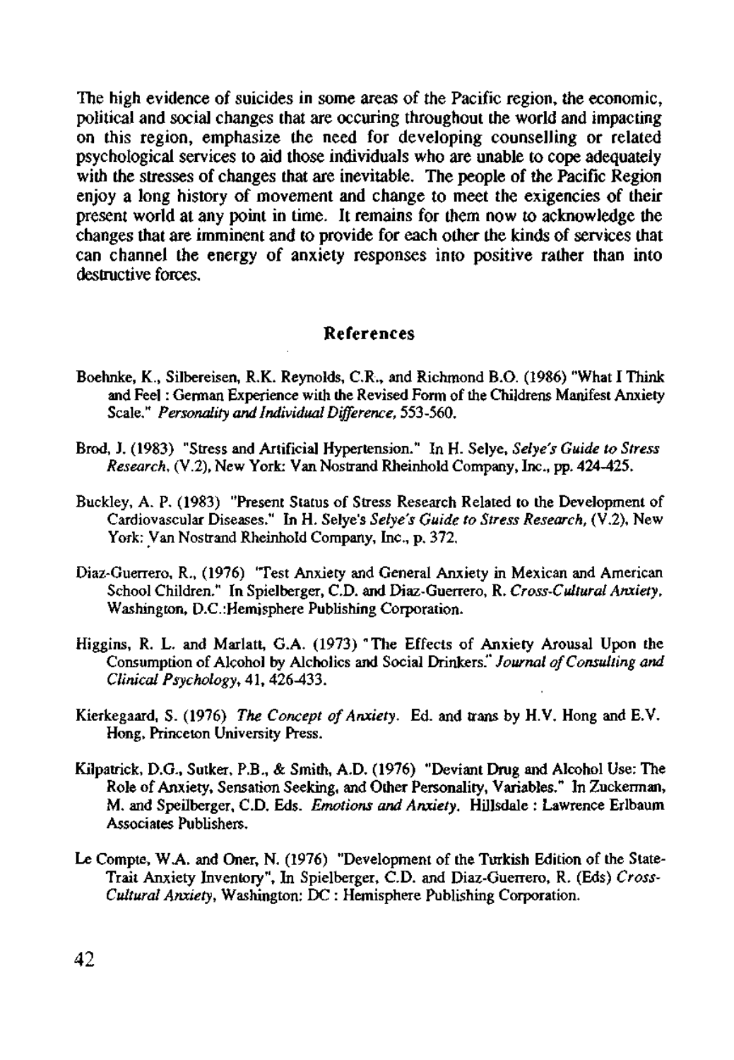The high evidence of suicides in some areas of the Pacific region, the economic, political and social changes that are occuring throughout the world and impacting on this region, emphasize the need for developing counselling or related psychological services to aid those individuals who are unable to cope adequately with the stresses of changes that are inevitable. The people of the Pacific Region enjoy a long history of movement and change to meet the exigencies of their present world at any point in time. It remains for them now to acknowledge the changes that are imminent and to provide for each other the kinds of services that can channel the energy of anxiety responses into positive rather than into destructive forces.

## References

Boehnke, K., Silbereisen, R.K. Reynolds, C.R., and Richmond B.O. (1986) "What I Think and Feel : German Experience with the Revised Form of the Childrens Manifest Anxiety Scale." *Personality and Individual Difference*, 553-560.

Brod, J. (1983) "Stress and Artificial Hypertension." In H. Selye, *Selye's Guide to Stress Research*, (V.2), New York: Van Nostrand Rheinhold Company, Inc., pp. 424-425.

Buckley, A. P. (1983) "Present Status of Stress Research Related to the Development of Cardiovascular Diseases." In H. Selye's *Selye's Guide to Stress Research*, (V.2), New York: Van Nostrand Rheinhold Company, Inc., p. 372.

Diaz-Guerrero, R., (1976) "Test Anxiety and General Anxiety in Mexican and American School Children." In Spielberger, C.D. and Diaz-Guerrero, R. *Cross-Cultural Anxiety*, Washington, D.C.:Hemisphere Publishing Corporation.

Higgins, R. L. and Marlatt, G.A. (1973) "The Effects of Anxiety Arousal Upon the Consumption of Alcohol by Alcholics and Social Drinkers." *Journal of Consulting and Clinical Psychology*, 41, 426-433.

Kierkegaard, S. (1976) *The Concept of Anxiety*. Ed. and trans by H.V. Hong and E.V. Hong, Princeton University Press.

Kilpatrick, D.G., Sutker, P.B., & Smith, A.D. (1976) "Deviant Drug and Alcohol Use: The Role of Anxiety, Sensation Seeking, and Other Personality, Variables." In Zuckerman, M. and Speilberger, C.D. Eds. *Emotions and Anxiety*. Hillsdale : Lawrence Erlbaum Associates Publishers.

Le Compte, W.A. and Oner, N. (1976) "Development of the Turkish Edition of the State-Trait Anxiety Inventory", In Spielberger, C.D. and Diaz-Guerrero, R. (Eds) *Cross-Cultural Anxiety*, Washington: DC : Hemisphere Publishing Corporation.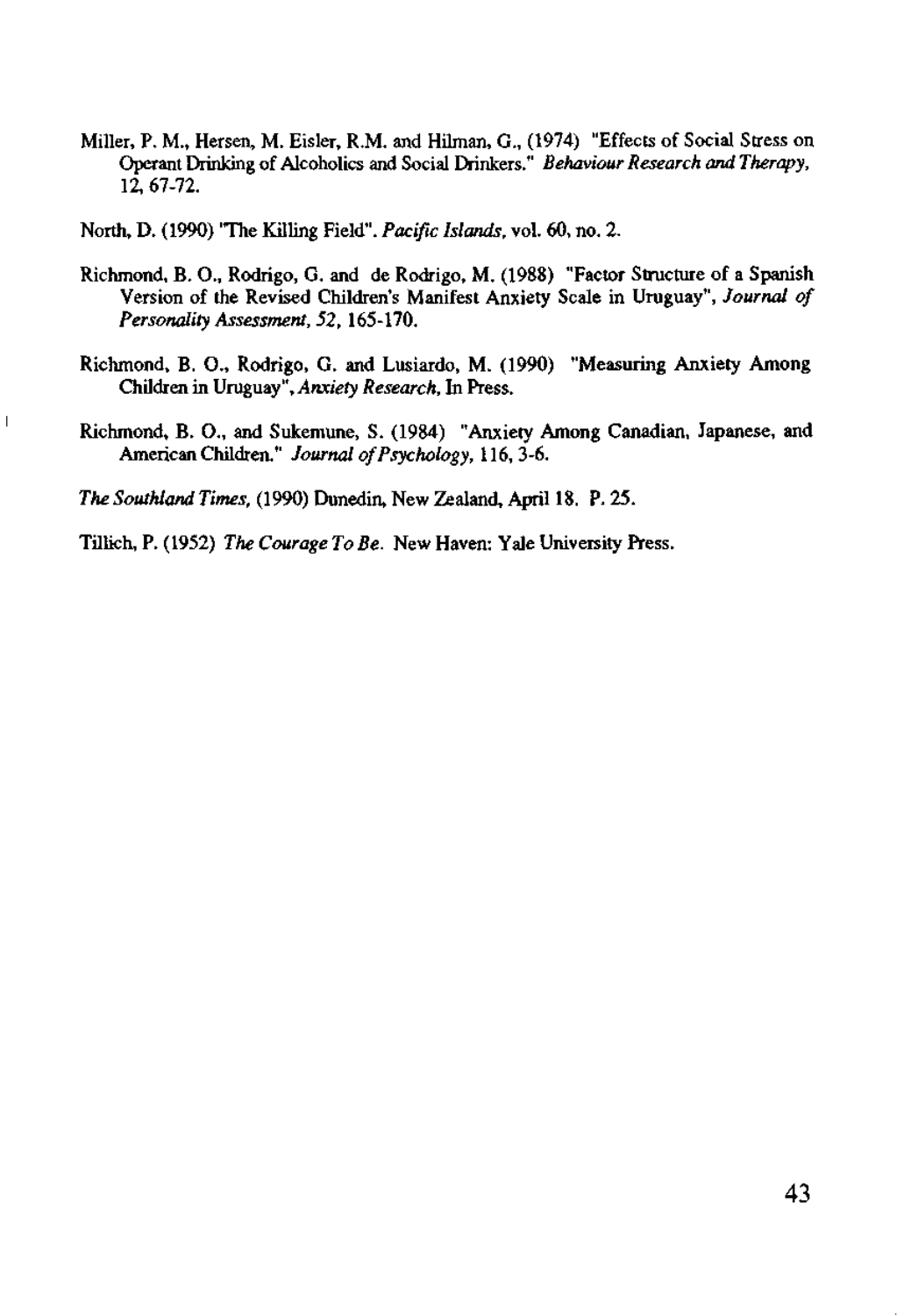Miller, P. M., Hersen, M. Eisler, R.M. and Hilman, G., (1974) "Effects of Social Stress on Operant Drinking of Alcoholics and Social Drinkers." *Behaviour Research and Therapy*, 12, 67-72.

North, D. (1990) "The Killing Field". *Pacific Islands*, vol. 60, no. 2.

Richmond, B. O., Rodrigo, G. and de Rodrigo, M. (1988) "Factor Structure of a Spanish Version of the Revised Children's Manifest Anxiety Scale in Uruguay", *Journal of Personality Assessment*, 52, 165-170.

Richmond, B. O., Rodrigo, G. and Lusiardo, M. (1990) "Measuring Anxiety Among Children in Uruguay", *Anxiety Research*, In Press.

Richmond, B. O., and Sukemune, S. (1984) "Anxiety Among Canadian, Japanese, and American Children." *Journal of Psychology*, 116, 3-6.

*The Southland Times*, (1990) Dunedin, New Zealand, April 18. P. 25.

Tillich, P. (1952) *The Courage To Be*. New Haven: Yale University Press.